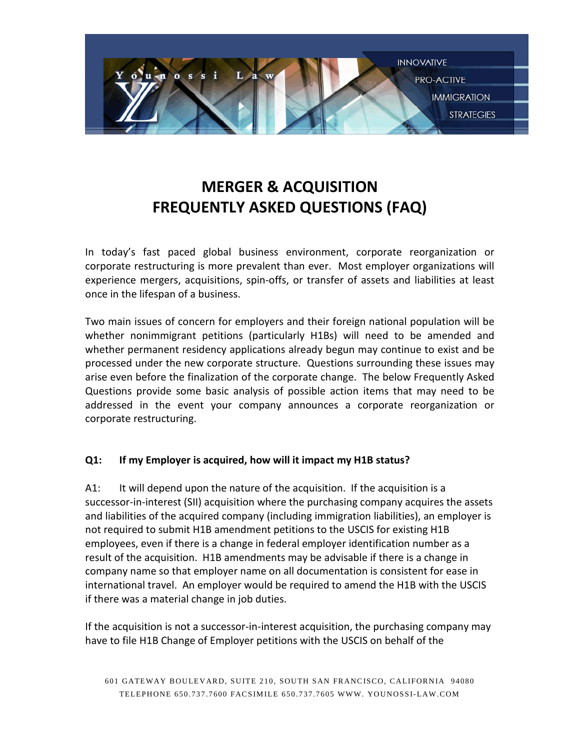# MERGER & ACQUISITION FREQUENTLY ASKED QUESTIONS (FAQ)

In today's fast paced global business environment, corporate reorganization or corporate restructuring is more prevalent than ever. Most employer organizations will experience mergers, acquisitions, spin-offs, or transfer of assets and liabilities at least once in the lifespan of a business.

Two main issues of concern for employers and their foreign national population will be whether nonimmigrant petitions (particularly H1Bs) will need to be amended and whether permanent residency applications already begun may continue to exist and be processed under the new corporate structure. Questions surrounding these issues may arise even before the finalization of the corporate change. The below Frequently Asked Questions provide some basic analysis of possible action items that may need to be addressed in the event your company announces a corporate reorganization or corporate restructuring.

**Q1: If my Employer is acquired, how will it impact my H1B status?**

A1: It will depend upon the nature of the acquisition. If the acquisition is a successor-in-interest (SII) acquisition where the purchasing company acquires the assets and liabilities of the acquired company (including immigration liabilities), an employer is not required to submit H1B amendment petitions to the USCIS for existing H1B employees, even if there is a change in federal employer identification number as a result of the acquisition. H1B amendments may be advisable if there is a change in company name so that employer name on all documentation is consistent for ease in international travel. An employer would be required to amend the H1B with the USCIS if there was a material change in job duties.

If the acquisition is not a successor-in-interest acquisition, the purchasing company may have to file H1B Change of Employer petitions with the USCIS on behalf of the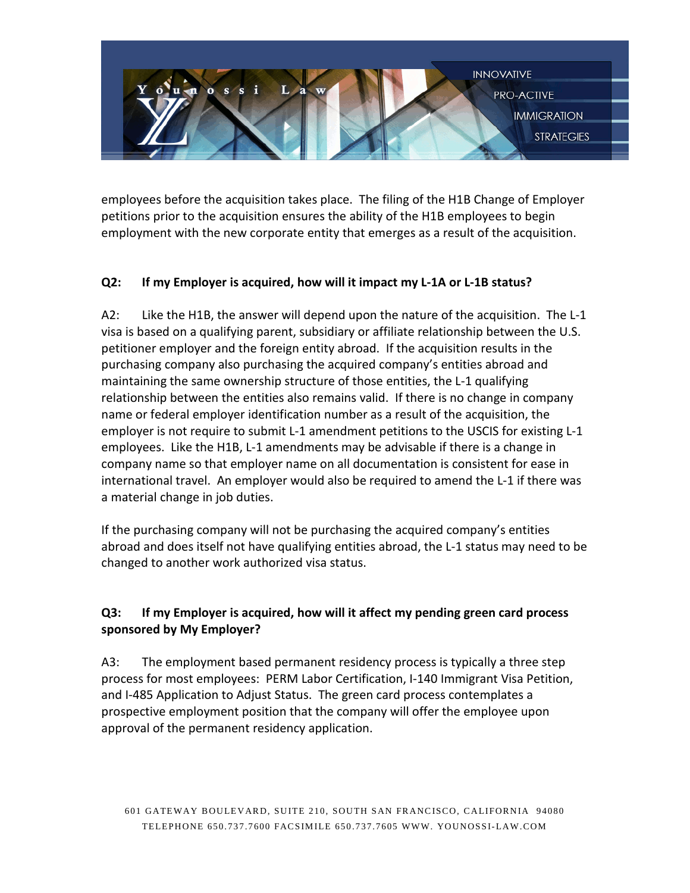employees before the acquisition takes place. The filing of the H1B Change of Employer petitions prior to the acquisition ensures the ability of the H1B employees to begin employment with the new corporate entity that emerges as a result of the acquisition.

**Q2: If my Employer is acquired, how will it impact my L-1A or L-1B status?**

A2: Like the H1B, the answer will depend upon the nature of the acquisition. The L-1 visa is based on a qualifying parent, subsidiary or affiliate relationship between the U.S. petitioner employer and the foreign entity abroad. If the acquisition results in the purchasing company also purchasing the acquired company's entities abroad and maintaining the same ownership structure of those entities, the L-1 qualifying relationship between the entities also remains valid. If there is no change in company name or federal employer identification number as a result of the acquisition, the employer is not require to submit L-1 amendment petitions to the USCIS for existing L-1 employees. Like the H1B, L-1 amendments may be advisable if there is a change in company name so that employer name on all documentation is consistent for ease in international travel. An employer would also be required to amend the L-1 if there was a material change in job duties.

If the purchasing company will not be purchasing the acquired company's entities abroad and does itself not have qualifying entities abroad, the L-1 status may need to be changed to another work authorized visa status.

**Q3: If my Employer is acquired, how will it affect my pending green card process sponsored by My Employer?**

A3: The employment based permanent residency process is typically a three step process for most employees: PERM Labor Certification, I-140 Immigrant Visa Petition, and I-485 Application to Adjust Status. The green card process contemplates a prospective employment position that the company will offer the employee upon approval of the permanent residency application.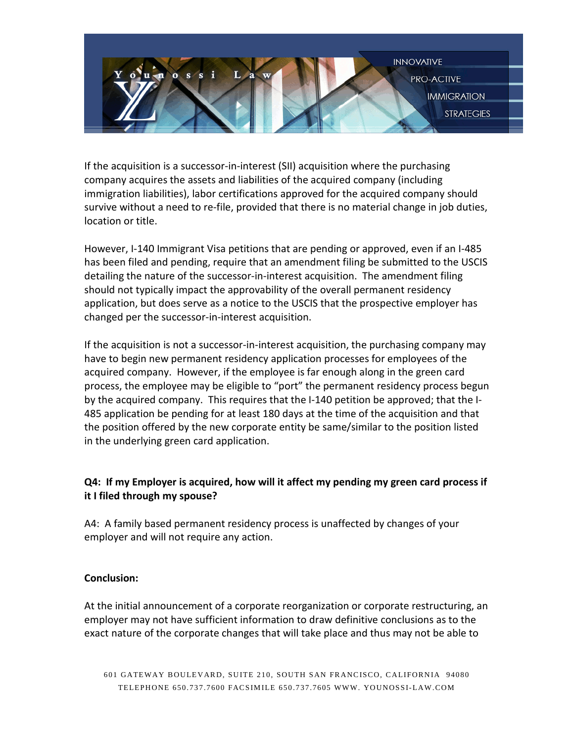If the acquisition is a successor-in-interest (SII) acquisition where the purchasing company acquires the assets and liabilities of the acquired company (including immigration liabilities), labor certifications approved for the acquired company should survive without a need to re-file, provided that there is no material change in job duties, location or title.

However, I-140 Immigrant Visa petitions that are pending or approved, even if an I-485 has been filed and pending, require that an amendment filing be submitted to the USCIS detailing the nature of the successor-in-interest acquisition. The amendment filing should not typically impact the approvability of the overall permanent residency application, but does serve as a notice to the USCIS that the prospective employer has changed per the successor-in-interest acquisition.

If the acquisition is not a successor-in-interest acquisition, the purchasing company may have to begin new permanent residency application processes for employees of the acquired company. However, if the employee is far enough along in the green card process, the employee may be eligible to "port" the permanent residency process begun by the acquired company. This requires that the I-140 petition be approved; that the I-485 application be pending for at least 180 days at the time of the acquisition and that the position offered by the new corporate entity be same/similar to the position listed in the underlying green card application.

**Q4: If my Employer is acquired, how will it affect my pending my green card process if it I filed through my spouse?**

A4: A family based permanent residency process is unaffected by changes of your employer and will not require any action.

**Conclusion:**

At the initial announcement of a corporate reorganization or corporate restructuring, an employer may not have sufficient information to draw definitive conclusions as to the exact nature of the corporate changes that will take place and thus may not be able to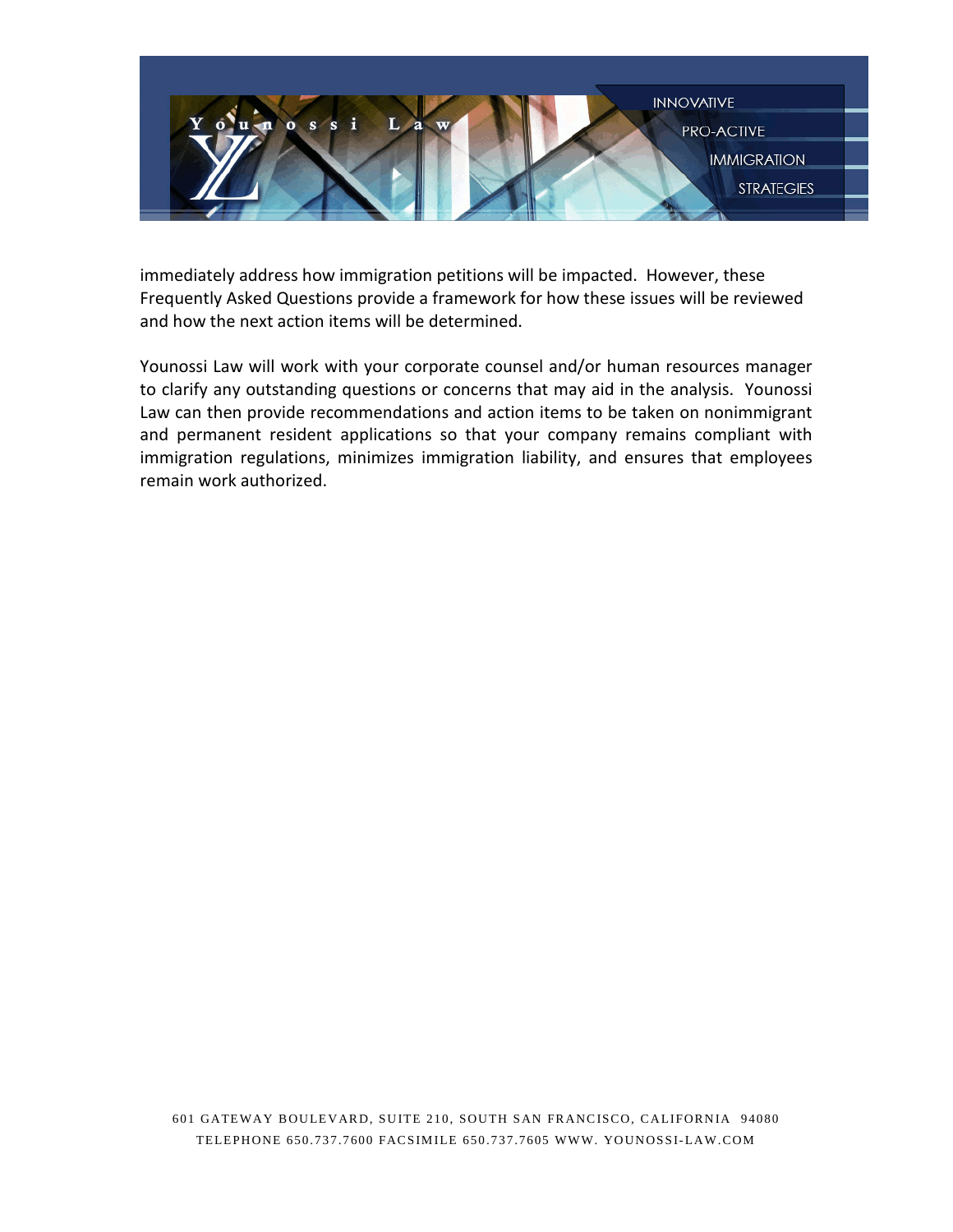immediately address how immigration petitions will be impacted. However, these Frequently Asked Questions provide a framework for how these issues will be reviewed and how the next action items will be determined.

Younossi Law will work with your corporate counsel and/or human resources manager to clarify any outstanding questions or concerns that may aid in the analysis. Younossi Law can then provide recommendations and action items to be taken on nonimmigrant and permanent resident applications so that your company remains compliant with immigration regulations, minimizes immigration liability, and ensures that employees remain work authorized.